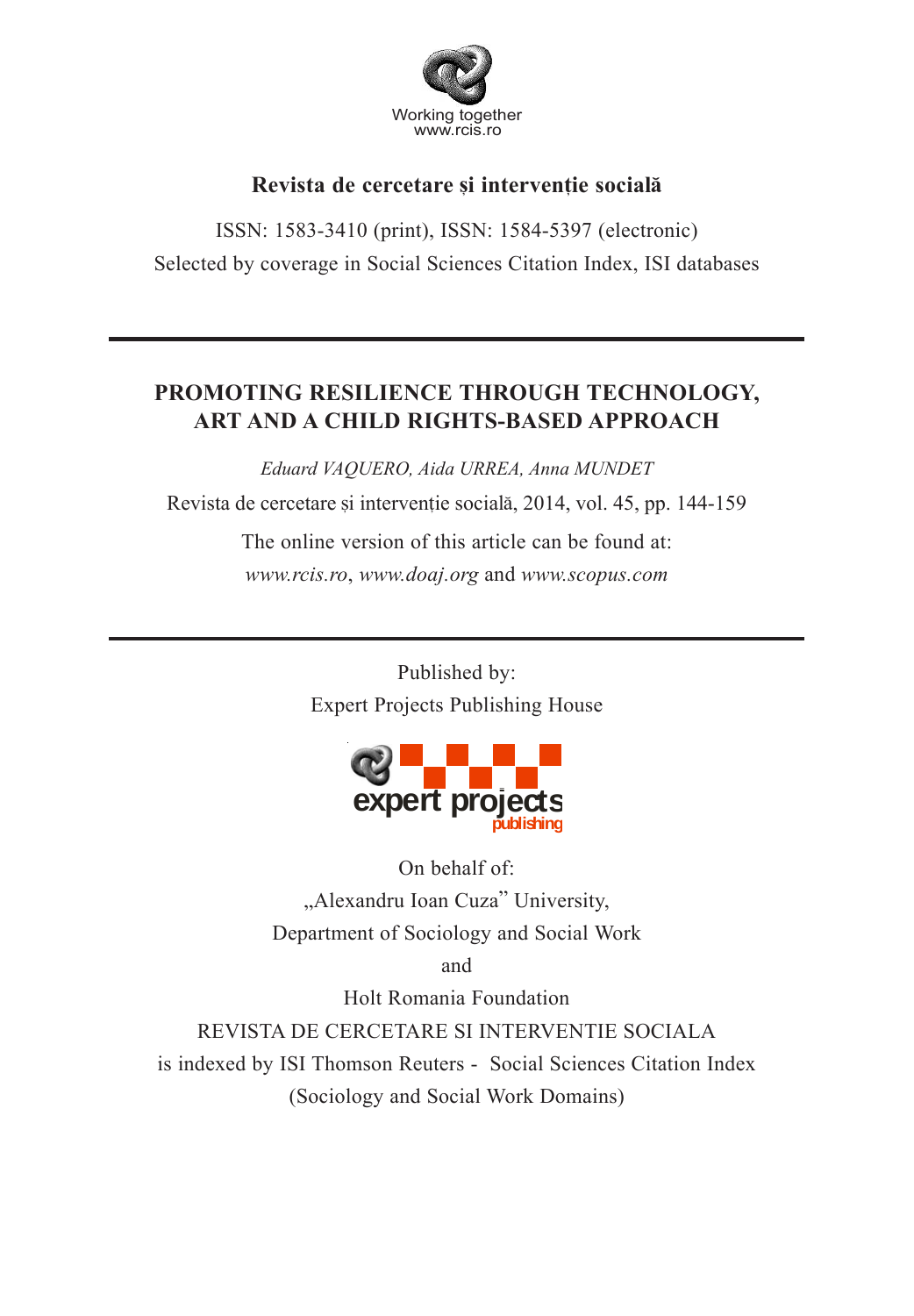Working together
www.rcis.ro

**Revista de cercetare și intervenție socială**

ISSN: 1583-3410 (print), ISSN: 1584-5397 (electronic)
Selected by coverage in Social Sciences Citation Index, ISI databases

---

# PROMOTING RESILIENCE THROUGH TECHNOLOGY, ART AND A CHILD RIGHTS-BASED APPROACH

*Eduard VAQUERO, Aida URREA, Anna MUNDET*

Revista de cercetare și intervenție socială, 2014, vol. 45, pp. 144-159

The online version of this article can be found at:
*www.rcis.ro*, *www.doaj.org* and *www.scopus.com*

---

Published by:
Expert Projects Publishing House

expert projects publishing

On behalf of:
„Alexandru Ioan Cuza" University,
Department of Sociology and Social Work
and
Holt Romania Foundation

REVISTA DE CERCETARE SI INTERVENTIE SOCIALA
is indexed by ISI Thomson Reuters - Social Sciences Citation Index
(Sociology and Social Work Domains)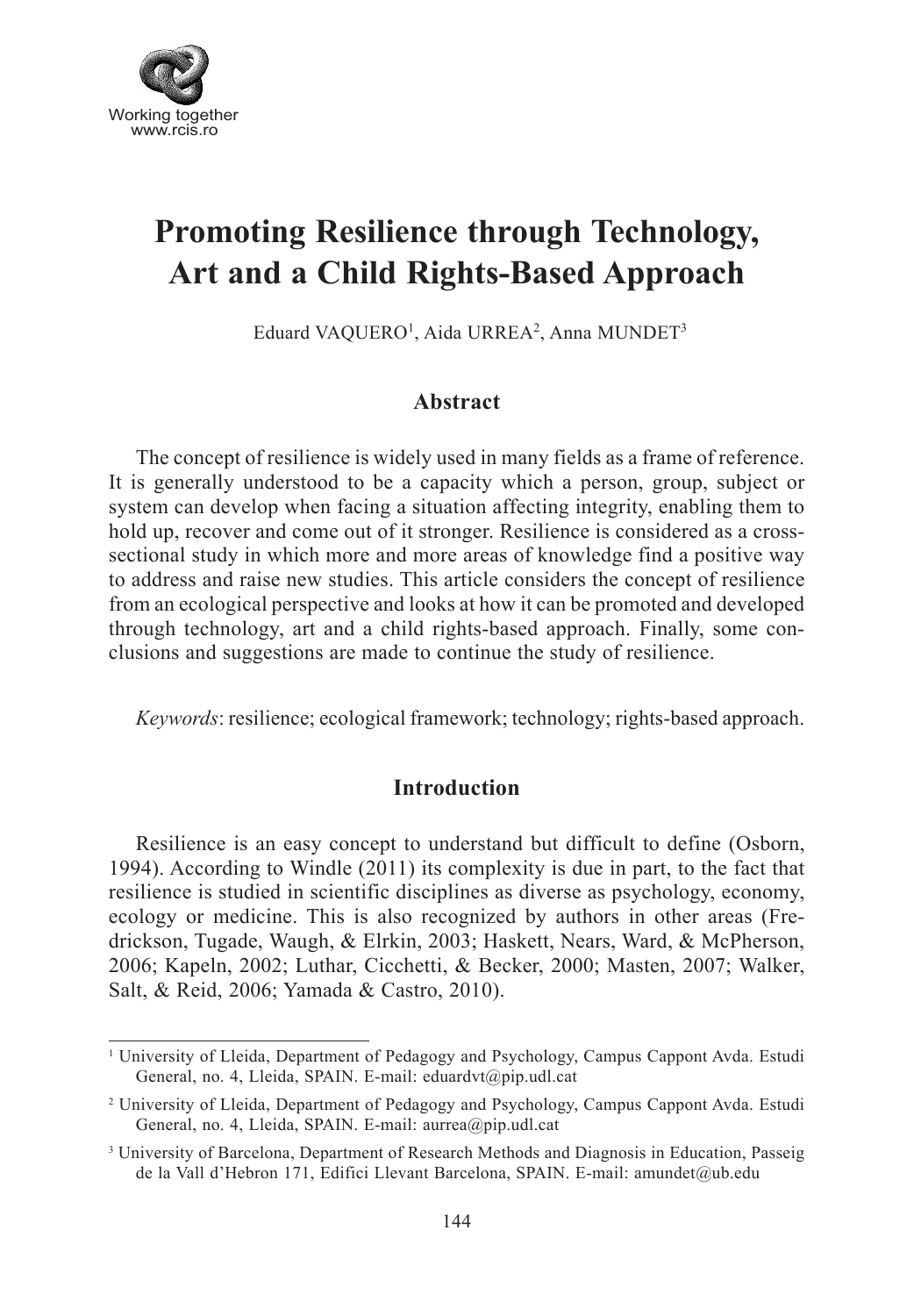# Promoting Resilience through Technology, Art and a Child Rights-Based Approach

Eduard VAQUERO[1], Aida URREA[2], Anna MUNDET[3]

## Abstract

The concept of resilience is widely used in many fields as a frame of reference. It is generally understood to be a capacity which a person, group, subject or system can develop when facing a situation affecting integrity, enabling them to hold up, recover and come out of it stronger. Resilience is considered as a cross-sectional study in which more and more areas of knowledge find a positive way to address and raise new studies. This article considers the concept of resilience from an ecological perspective and looks at how it can be promoted and developed through technology, art and a child rights-based approach. Finally, some conclusions and suggestions are made to continue the study of resilience.

*Keywords*: resilience; ecological framework; technology; rights-based approach.

## Introduction

Resilience is an easy concept to understand but difficult to define (Osborn, 1994). According to Windle (2011) its complexity is due in part, to the fact that resilience is studied in scientific disciplines as diverse as psychology, economy, ecology or medicine. This is also recognized by authors in other areas (Fredrickson, Tugade, Waugh, & Elrkin, 2003; Haskett, Nears, Ward, & McPherson, 2006; Kapeln, 2002; Luthar, Cicchetti, & Becker, 2000; Masten, 2007; Walker, Salt, & Reid, 2006; Yamada & Castro, 2010).

---

[1] University of Lleida, Department of Pedagogy and Psychology, Campus Cappont Avda. Estudi General, no. 4, Lleida, SPAIN. E-mail: eduardvt@pip.udl.cat

[2] University of Lleida, Department of Pedagogy and Psychology, Campus Cappont Avda. Estudi General, no. 4, Lleida, SPAIN. E-mail: aurrea@pip.udl.cat

[3] University of Barcelona, Department of Research Methods and Diagnosis in Education, Passeig de la Vall d'Hebron 171, Edifici Llevant Barcelona, SPAIN. E-mail: amundet@ub.edu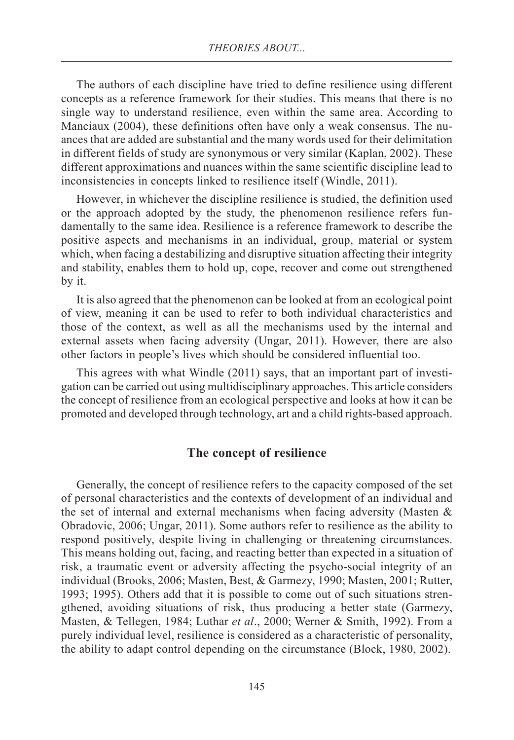The authors of each discipline have tried to define resilience using different concepts as a reference framework for their studies. This means that there is no single way to understand resilience, even within the same area. According to Manciaux (2004), these definitions often have only a weak consensus. The nuances that are added are substantial and the many words used for their delimitation in different fields of study are synonymous or very similar (Kaplan, 2002). These different approximations and nuances within the same scientific discipline lead to inconsistencies in concepts linked to resilience itself (Windle, 2011).

However, in whichever the discipline resilience is studied, the definition used or the approach adopted by the study, the phenomenon resilience refers fundamentally to the same idea. Resilience is a reference framework to describe the positive aspects and mechanisms in an individual, group, material or system which, when facing a destabilizing and disruptive situation affecting their integrity and stability, enables them to hold up, cope, recover and come out strengthened by it.

It is also agreed that the phenomenon can be looked at from an ecological point of view, meaning it can be used to refer to both individual characteristics and those of the context, as well as all the mechanisms used by the internal and external assets when facing adversity (Ungar, 2011). However, there are also other factors in people's lives which should be considered influential too.

This agrees with what Windle (2011) says, that an important part of investigation can be carried out using multidisciplinary approaches. This article considers the concept of resilience from an ecological perspective and looks at how it can be promoted and developed through technology, art and a child rights-based approach.

## The concept of resilience

Generally, the concept of resilience refers to the capacity composed of the set of personal characteristics and the contexts of development of an individual and the set of internal and external mechanisms when facing adversity (Masten & Obradovic, 2006; Ungar, 2011). Some authors refer to resilience as the ability to respond positively, despite living in challenging or threatening circumstances. This means holding out, facing, and reacting better than expected in a situation of risk, a traumatic event or adversity affecting the psycho-social integrity of an individual (Brooks, 2006; Masten, Best, & Garmezy, 1990; Masten, 2001; Rutter, 1993; 1995). Others add that it is possible to come out of such situations strengthened, avoiding situations of risk, thus producing a better state (Garmezy, Masten, & Tellegen, 1984; Luthar *et al*., 2000; Werner & Smith, 1992). From a purely individual level, resilience is considered as a characteristic of personality, the ability to adapt control depending on the circumstance (Block, 1980, 2002).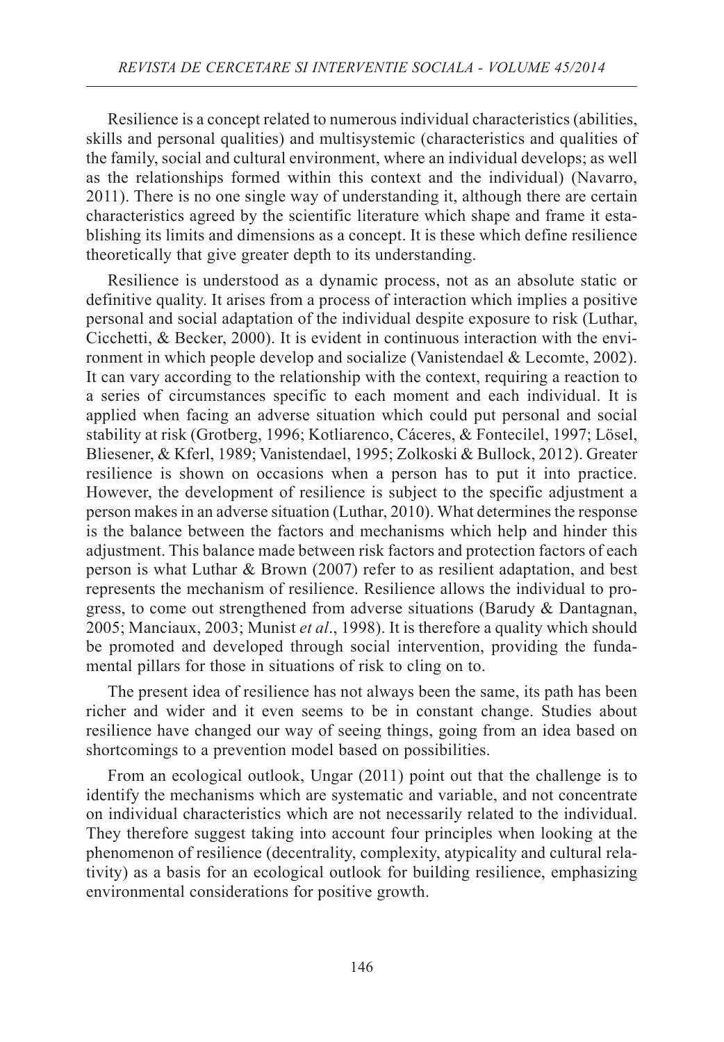Resilience is a concept related to numerous individual characteristics (abilities, skills and personal qualities) and multisystemic (characteristics and qualities of the family, social and cultural environment, where an individual develops; as well as the relationships formed within this context and the individual) (Navarro, 2011). There is no one single way of understanding it, although there are certain characteristics agreed by the scientific literature which shape and frame it establishing its limits and dimensions as a concept. It is these which define resilience theoretically that give greater depth to its understanding.

Resilience is understood as a dynamic process, not as an absolute static or definitive quality. It arises from a process of interaction which implies a positive personal and social adaptation of the individual despite exposure to risk (Luthar, Cicchetti, & Becker, 2000). It is evident in continuous interaction with the environment in which people develop and socialize (Vanistendael & Lecomte, 2002). It can vary according to the relationship with the context, requiring a reaction to a series of circumstances specific to each moment and each individual. It is applied when facing an adverse situation which could put personal and social stability at risk (Grotberg, 1996; Kotliarenco, Cáceres, & Fontecilel, 1997; Lösel, Bliesener, & Kferl, 1989; Vanistendael, 1995; Zolkoski & Bullock, 2012). Greater resilience is shown on occasions when a person has to put it into practice. However, the development of resilience is subject to the specific adjustment a person makes in an adverse situation (Luthar, 2010). What determines the response is the balance between the factors and mechanisms which help and hinder this adjustment. This balance made between risk factors and protection factors of each person is what Luthar & Brown (2007) refer to as resilient adaptation, and best represents the mechanism of resilience. Resilience allows the individual to progress, to come out strengthened from adverse situations (Barudy & Dantagnan, 2005; Manciaux, 2003; Munist *et al*., 1998). It is therefore a quality which should be promoted and developed through social intervention, providing the fundamental pillars for those in situations of risk to cling on to.

The present idea of resilience has not always been the same, its path has been richer and wider and it even seems to be in constant change. Studies about resilience have changed our way of seeing things, going from an idea based on shortcomings to a prevention model based on possibilities.

From an ecological outlook, Ungar (2011) point out that the challenge is to identify the mechanisms which are systematic and variable, and not concentrate on individual characteristics which are not necessarily related to the individual. They therefore suggest taking into account four principles when looking at the phenomenon of resilience (decentrality, complexity, atypicality and cultural relativity) as a basis for an ecological outlook for building resilience, emphasizing environmental considerations for positive growth.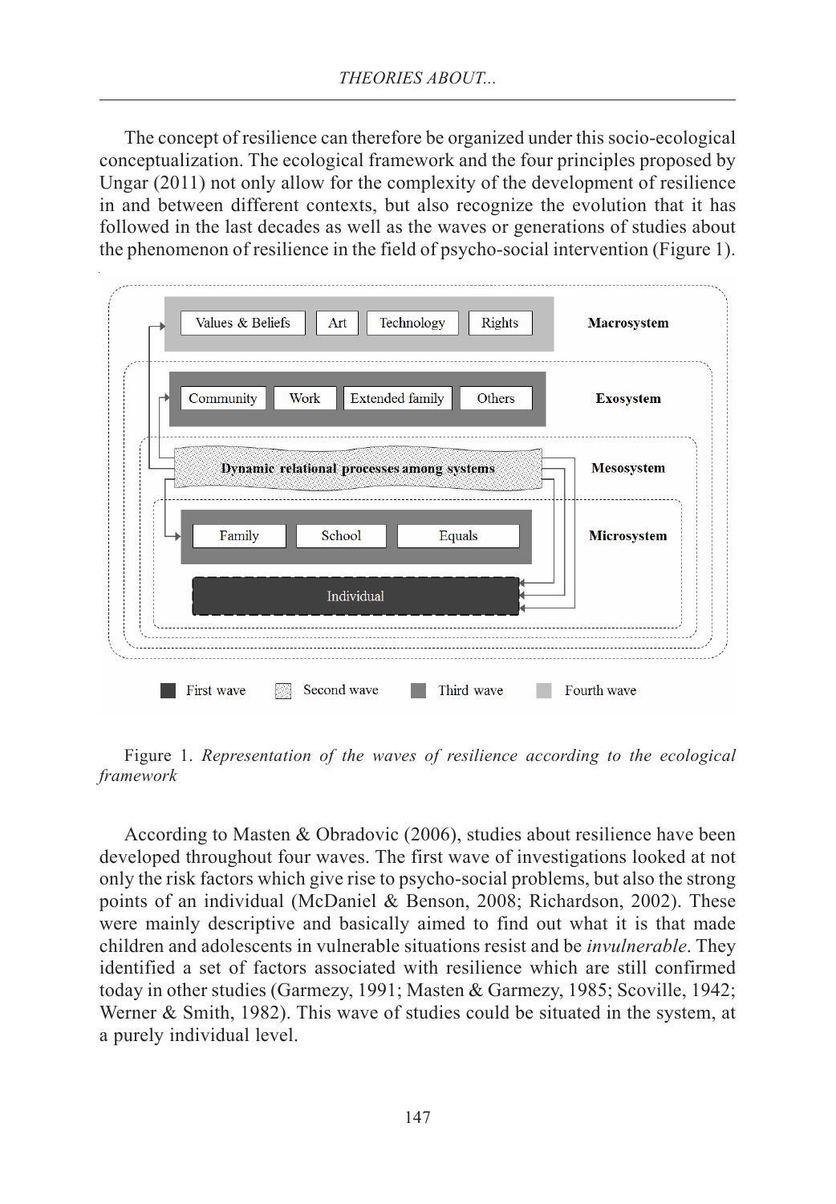The concept of resilience can therefore be organized under this socio-ecological conceptualization. The ecological framework and the four principles proposed by Ungar (2011) not only allow for the complexity of the development of resilience in and between different contexts, but also recognize the evolution that it has followed in the last decades as well as the waves or generations of studies about the phenomenon of resilience in the field of psycho-social intervention (Figure 1).

Figure 1. *Representation of the waves of resilience according to the ecological framework*

According to Masten & Obradovic (2006), studies about resilience have been developed throughout four waves. The first wave of investigations looked at not only the risk factors which give rise to psycho-social problems, but also the strong points of an individual (McDaniel & Benson, 2008; Richardson, 2002). These were mainly descriptive and basically aimed to find out what it is that made children and adolescents in vulnerable situations resist and be *invulnerable*. They identified a set of factors associated with resilience which are still confirmed today in other studies (Garmezy, 1991; Masten & Garmezy, 1985; Scoville, 1942; Werner & Smith, 1982). This wave of studies could be situated in the system, at a purely individual level.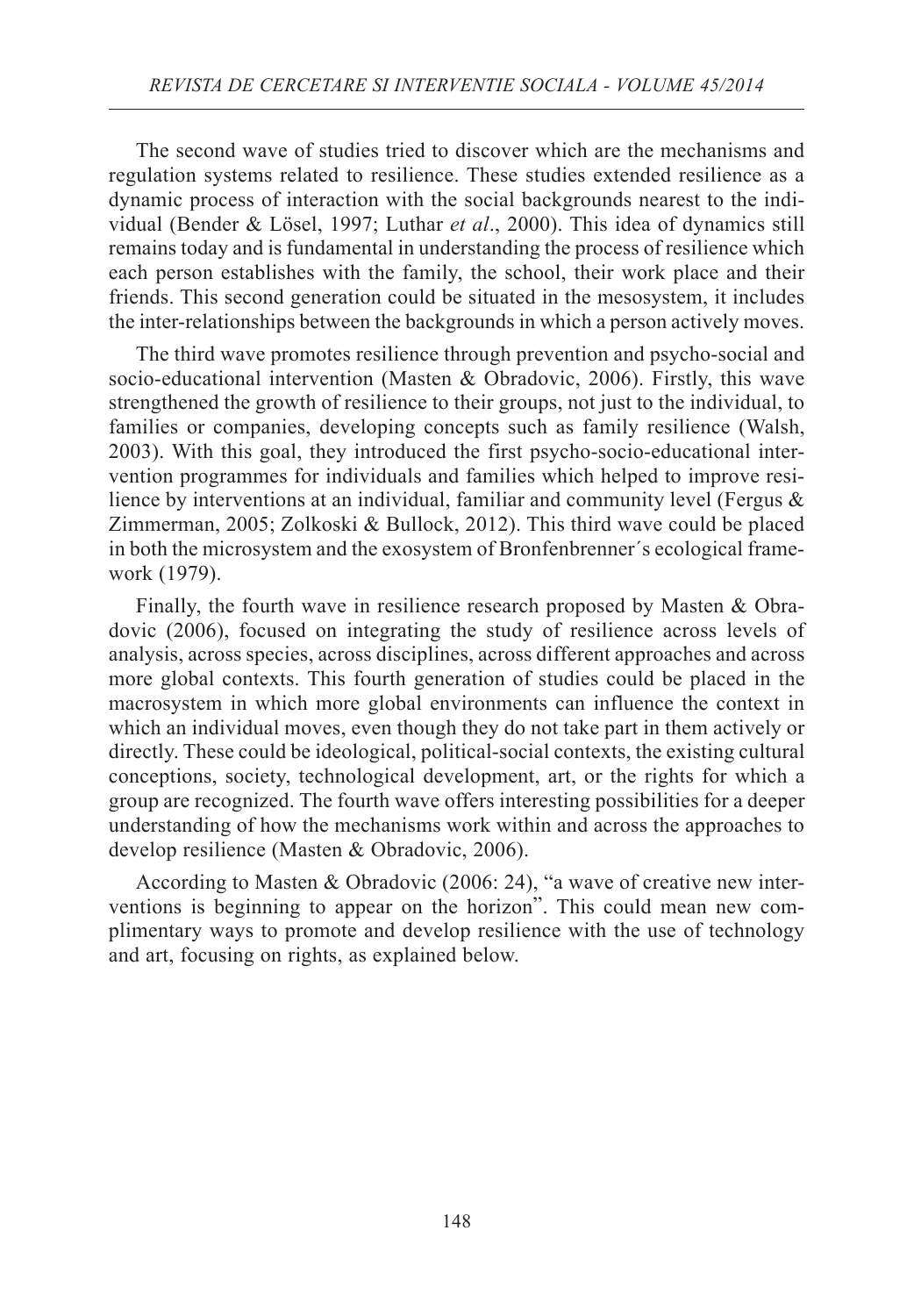The second wave of studies tried to discover which are the mechanisms and regulation systems related to resilience. These studies extended resilience as a dynamic process of interaction with the social backgrounds nearest to the individual (Bender & Lösel, 1997; Luthar *et al*., 2000). This idea of dynamics still remains today and is fundamental in understanding the process of resilience which each person establishes with the family, the school, their work place and their friends. This second generation could be situated in the mesosystem, it includes the inter-relationships between the backgrounds in which a person actively moves.

The third wave promotes resilience through prevention and psycho-social and socio-educational intervention (Masten & Obradovic, 2006). Firstly, this wave strengthened the growth of resilience to their groups, not just to the individual, to families or companies, developing concepts such as family resilience (Walsh, 2003). With this goal, they introduced the first psycho-socio-educational intervention programmes for individuals and families which helped to improve resilience by interventions at an individual, familiar and community level (Fergus & Zimmerman, 2005; Zolkoski & Bullock, 2012). This third wave could be placed in both the microsystem and the exosystem of Bronfenbrenner´s ecological framework (1979).

Finally, the fourth wave in resilience research proposed by Masten & Obradovic (2006), focused on integrating the study of resilience across levels of analysis, across species, across disciplines, across different approaches and across more global contexts. This fourth generation of studies could be placed in the macrosystem in which more global environments can influence the context in which an individual moves, even though they do not take part in them actively or directly. These could be ideological, political-social contexts, the existing cultural conceptions, society, technological development, art, or the rights for which a group are recognized. The fourth wave offers interesting possibilities for a deeper understanding of how the mechanisms work within and across the approaches to develop resilience (Masten & Obradovic, 2006).

According to Masten & Obradovic (2006: 24), "a wave of creative new interventions is beginning to appear on the horizon". This could mean new complimentary ways to promote and develop resilience with the use of technology and art, focusing on rights, as explained below.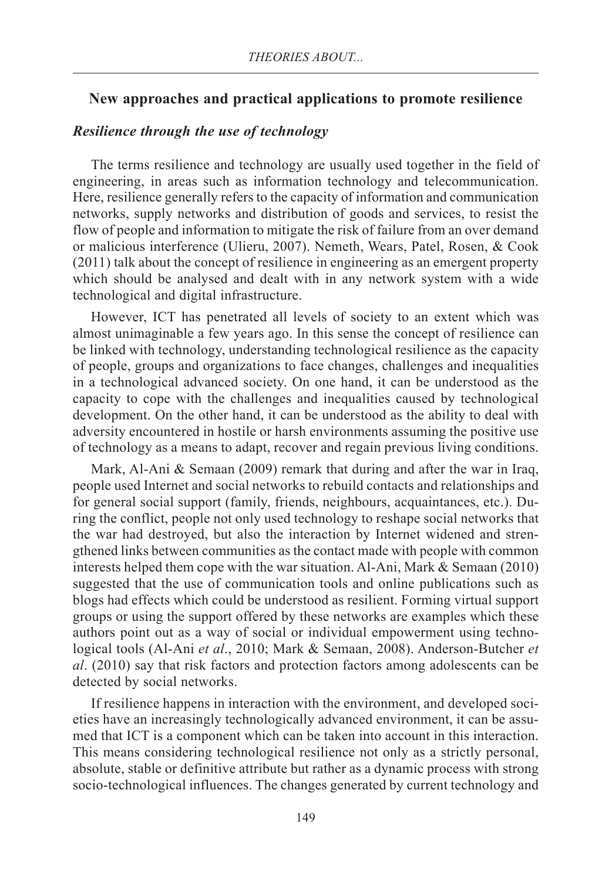## New approaches and practical applications to promote resilience

### *Resilience through the use of technology*

The terms resilience and technology are usually used together in the field of engineering, in areas such as information technology and telecommunication. Here, resilience generally refers to the capacity of information and communication networks, supply networks and distribution of goods and services, to resist the flow of people and information to mitigate the risk of failure from an over demand or malicious interference (Ulieru, 2007). Nemeth, Wears, Patel, Rosen, & Cook (2011) talk about the concept of resilience in engineering as an emergent property which should be analysed and dealt with in any network system with a wide technological and digital infrastructure.

However, ICT has penetrated all levels of society to an extent which was almost unimaginable a few years ago. In this sense the concept of resilience can be linked with technology, understanding technological resilience as the capacity of people, groups and organizations to face changes, challenges and inequalities in a technological advanced society. On one hand, it can be understood as the capacity to cope with the challenges and inequalities caused by technological development. On the other hand, it can be understood as the ability to deal with adversity encountered in hostile or harsh environments assuming the positive use of technology as a means to adapt, recover and regain previous living conditions.

Mark, Al-Ani & Semaan (2009) remark that during and after the war in Iraq, people used Internet and social networks to rebuild contacts and relationships and for general social support (family, friends, neighbours, acquaintances, etc.). During the conflict, people not only used technology to reshape social networks that the war had destroyed, but also the interaction by Internet widened and strengthened links between communities as the contact made with people with common interests helped them cope with the war situation. Al-Ani, Mark & Semaan (2010) suggested that the use of communication tools and online publications such as blogs had effects which could be understood as resilient. Forming virtual support groups or using the support offered by these networks are examples which these authors point out as a way of social or individual empowerment using technological tools (Al-Ani *et al*., 2010; Mark & Semaan, 2008). Anderson-Butcher *et al*. (2010) say that risk factors and protection factors among adolescents can be detected by social networks.

If resilience happens in interaction with the environment, and developed societies have an increasingly technologically advanced environment, it can be assumed that ICT is a component which can be taken into account in this interaction. This means considering technological resilience not only as a strictly personal, absolute, stable or definitive attribute but rather as a dynamic process with strong socio-technological influences. The changes generated by current technology and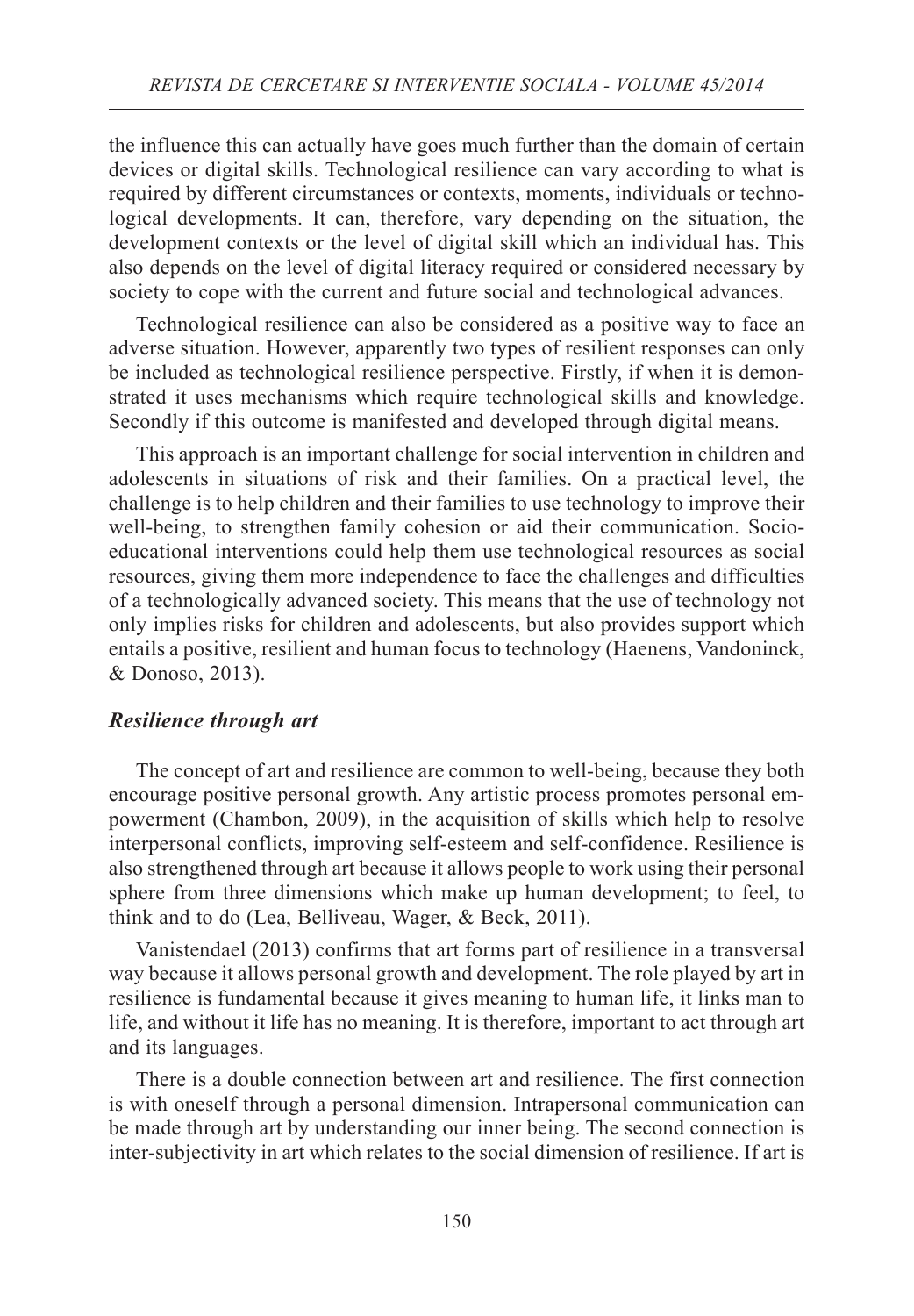the influence this can actually have goes much further than the domain of certain devices or digital skills. Technological resilience can vary according to what is required by different circumstances or contexts, moments, individuals or technological developments. It can, therefore, vary depending on the situation, the development contexts or the level of digital skill which an individual has. This also depends on the level of digital literacy required or considered necessary by society to cope with the current and future social and technological advances.

Technological resilience can also be considered as a positive way to face an adverse situation. However, apparently two types of resilient responses can only be included as technological resilience perspective. Firstly, if when it is demonstrated it uses mechanisms which require technological skills and knowledge. Secondly if this outcome is manifested and developed through digital means.

This approach is an important challenge for social intervention in children and adolescents in situations of risk and their families. On a practical level, the challenge is to help children and their families to use technology to improve their well-being, to strengthen family cohesion or aid their communication. Socio-educational interventions could help them use technological resources as social resources, giving them more independence to face the challenges and difficulties of a technologically advanced society. This means that the use of technology not only implies risks for children and adolescents, but also provides support which entails a positive, resilient and human focus to technology (Haenens, Vandoninck, & Donoso, 2013).

### *Resilience through art*

The concept of art and resilience are common to well-being, because they both encourage positive personal growth. Any artistic process promotes personal empowerment (Chambon, 2009), in the acquisition of skills which help to resolve interpersonal conflicts, improving self-esteem and self-confidence. Resilience is also strengthened through art because it allows people to work using their personal sphere from three dimensions which make up human development; to feel, to think and to do (Lea, Belliveau, Wager, & Beck, 2011).

Vanistendael (2013) confirms that art forms part of resilience in a transversal way because it allows personal growth and development. The role played by art in resilience is fundamental because it gives meaning to human life, it links man to life, and without it life has no meaning. It is therefore, important to act through art and its languages.

There is a double connection between art and resilience. The first connection is with oneself through a personal dimension. Intrapersonal communication can be made through art by understanding our inner being. The second connection is inter-subjectivity in art which relates to the social dimension of resilience. If art is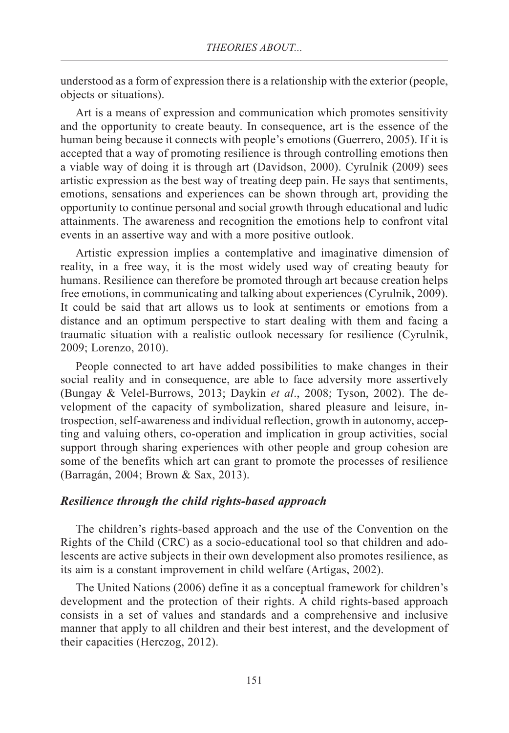understood as a form of expression there is a relationship with the exterior (people, objects or situations).

Art is a means of expression and communication which promotes sensitivity and the opportunity to create beauty. In consequence, art is the essence of the human being because it connects with people's emotions (Guerrero, 2005). If it is accepted that a way of promoting resilience is through controlling emotions then a viable way of doing it is through art (Davidson, 2000). Cyrulnik (2009) sees artistic expression as the best way of treating deep pain. He says that sentiments, emotions, sensations and experiences can be shown through art, providing the opportunity to continue personal and social growth through educational and ludic attainments. The awareness and recognition the emotions help to confront vital events in an assertive way and with a more positive outlook.

Artistic expression implies a contemplative and imaginative dimension of reality, in a free way, it is the most widely used way of creating beauty for humans. Resilience can therefore be promoted through art because creation helps free emotions, in communicating and talking about experiences (Cyrulnik, 2009). It could be said that art allows us to look at sentiments or emotions from a distance and an optimum perspective to start dealing with them and facing a traumatic situation with a realistic outlook necessary for resilience (Cyrulnik, 2009; Lorenzo, 2010).

People connected to art have added possibilities to make changes in their social reality and in consequence, are able to face adversity more assertively (Bungay & Velel-Burrows, 2013; Daykin *et al*., 2008; Tyson, 2002). The development of the capacity of symbolization, shared pleasure and leisure, introspection, self-awareness and individual reflection, growth in autonomy, accepting and valuing others, co-operation and implication in group activities, social support through sharing experiences with other people and group cohesion are some of the benefits which art can grant to promote the processes of resilience (Barragán, 2004; Brown & Sax, 2013).

### *Resilience through the child rights-based approach*

The children's rights-based approach and the use of the Convention on the Rights of the Child (CRC) as a socio-educational tool so that children and adolescents are active subjects in their own development also promotes resilience, as its aim is a constant improvement in child welfare (Artigas, 2002).

The United Nations (2006) define it as a conceptual framework for children's development and the protection of their rights. A child rights-based approach consists in a set of values and standards and a comprehensive and inclusive manner that apply to all children and their best interest, and the development of their capacities (Herczog, 2012).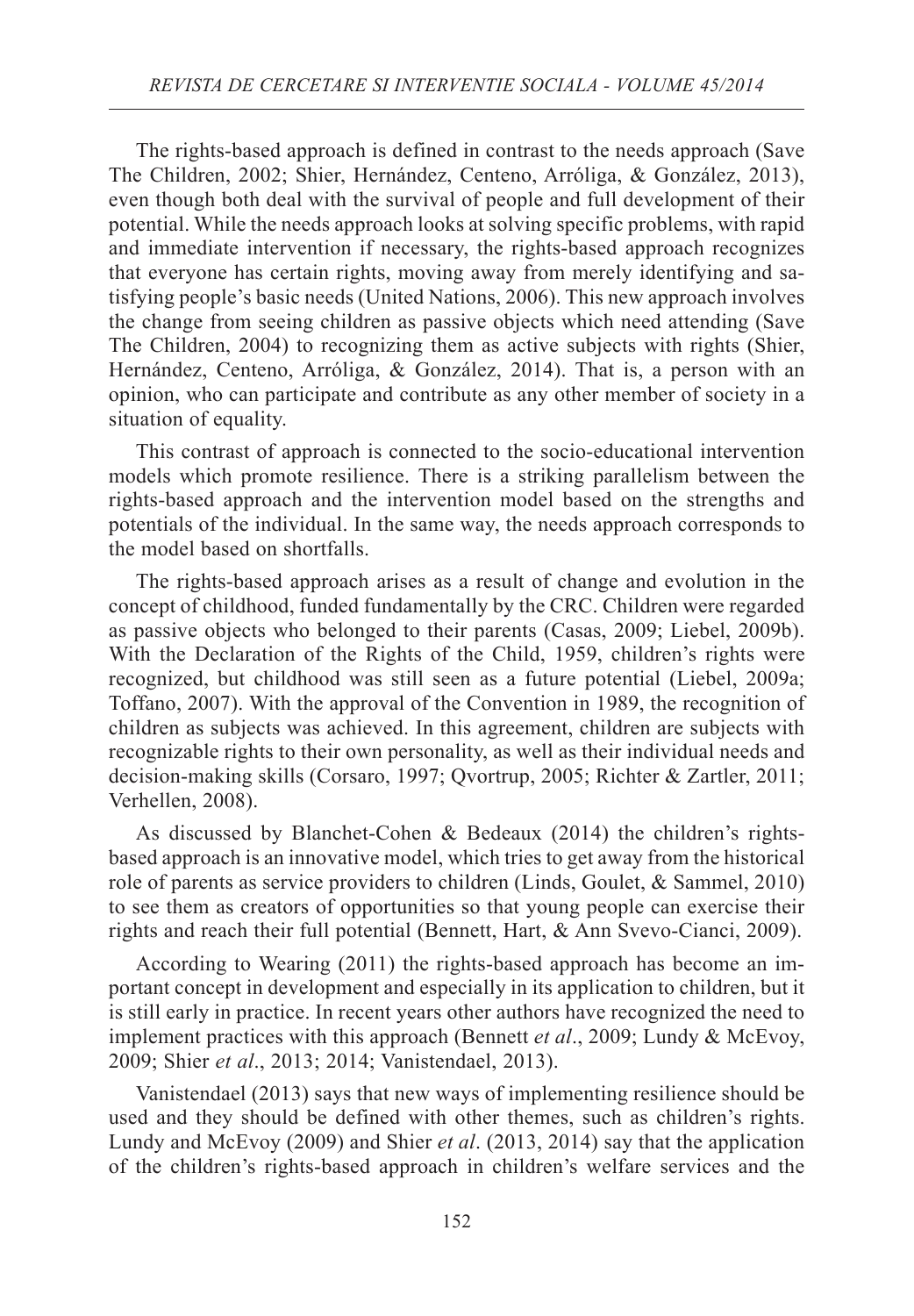The rights-based approach is defined in contrast to the needs approach (Save The Children, 2002; Shier, Hernández, Centeno, Arróliga, & González, 2013), even though both deal with the survival of people and full development of their potential. While the needs approach looks at solving specific problems, with rapid and immediate intervention if necessary, the rights-based approach recognizes that everyone has certain rights, moving away from merely identifying and satisfying people's basic needs (United Nations, 2006). This new approach involves the change from seeing children as passive objects which need attending (Save The Children, 2004) to recognizing them as active subjects with rights (Shier, Hernández, Centeno, Arróliga, & González, 2014). That is, a person with an opinion, who can participate and contribute as any other member of society in a situation of equality.

This contrast of approach is connected to the socio-educational intervention models which promote resilience. There is a striking parallelism between the rights-based approach and the intervention model based on the strengths and potentials of the individual. In the same way, the needs approach corresponds to the model based on shortfalls.

The rights-based approach arises as a result of change and evolution in the concept of childhood, funded fundamentally by the CRC. Children were regarded as passive objects who belonged to their parents (Casas, 2009; Liebel, 2009b). With the Declaration of the Rights of the Child, 1959, children's rights were recognized, but childhood was still seen as a future potential (Liebel, 2009a; Toffano, 2007). With the approval of the Convention in 1989, the recognition of children as subjects was achieved. In this agreement, children are subjects with recognizable rights to their own personality, as well as their individual needs and decision-making skills (Corsaro, 1997; Qvortrup, 2005; Richter & Zartler, 2011; Verhellen, 2008).

As discussed by Blanchet-Cohen & Bedeaux (2014) the children's rights-based approach is an innovative model, which tries to get away from the historical role of parents as service providers to children (Linds, Goulet, & Sammel, 2010) to see them as creators of opportunities so that young people can exercise their rights and reach their full potential (Bennett, Hart, & Ann Svevo-Cianci, 2009).

According to Wearing (2011) the rights-based approach has become an important concept in development and especially in its application to children, but it is still early in practice. In recent years other authors have recognized the need to implement practices with this approach (Bennett *et al*., 2009; Lundy & McEvoy, 2009; Shier *et al*., 2013; 2014; Vanistendael, 2013).

Vanistendael (2013) says that new ways of implementing resilience should be used and they should be defined with other themes, such as children's rights. Lundy and McEvoy (2009) and Shier *et al*. (2013, 2014) say that the application of the children's rights-based approach in children's welfare services and the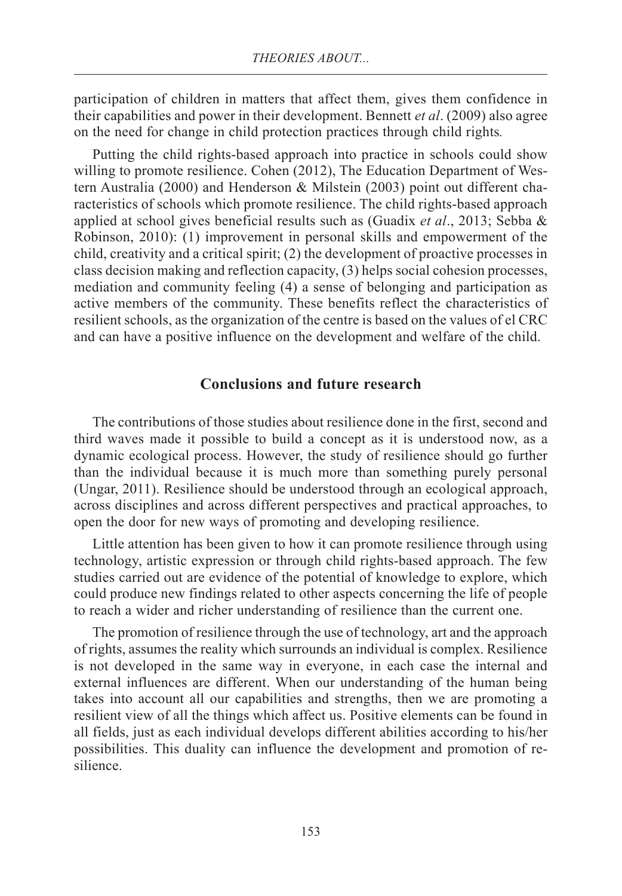participation of children in matters that affect them, gives them confidence in their capabilities and power in their development. Bennett *et al*. (2009) also agree on the need for change in child protection practices through child rights.

Putting the child rights-based approach into practice in schools could show willing to promote resilience. Cohen (2012), The Education Department of Western Australia (2000) and Henderson & Milstein (2003) point out different characteristics of schools which promote resilience. The child rights-based approach applied at school gives beneficial results such as (Guadix *et al*., 2013; Sebba & Robinson, 2010): (1) improvement in personal skills and empowerment of the child, creativity and a critical spirit; (2) the development of proactive processes in class decision making and reflection capacity, (3) helps social cohesion processes, mediation and community feeling (4) a sense of belonging and participation as active members of the community. These benefits reflect the characteristics of resilient schools, as the organization of the centre is based on the values of el CRC and can have a positive influence on the development and welfare of the child.

## Conclusions and future research

The contributions of those studies about resilience done in the first, second and third waves made it possible to build a concept as it is understood now, as a dynamic ecological process. However, the study of resilience should go further than the individual because it is much more than something purely personal (Ungar, 2011). Resilience should be understood through an ecological approach, across disciplines and across different perspectives and practical approaches, to open the door for new ways of promoting and developing resilience.

Little attention has been given to how it can promote resilience through using technology, artistic expression or through child rights-based approach. The few studies carried out are evidence of the potential of knowledge to explore, which could produce new findings related to other aspects concerning the life of people to reach a wider and richer understanding of resilience than the current one.

The promotion of resilience through the use of technology, art and the approach of rights, assumes the reality which surrounds an individual is complex. Resilience is not developed in the same way in everyone, in each case the internal and external influences are different. When our understanding of the human being takes into account all our capabilities and strengths, then we are promoting a resilient view of all the things which affect us. Positive elements can be found in all fields, just as each individual develops different abilities according to his/her possibilities. This duality can influence the development and promotion of resilience.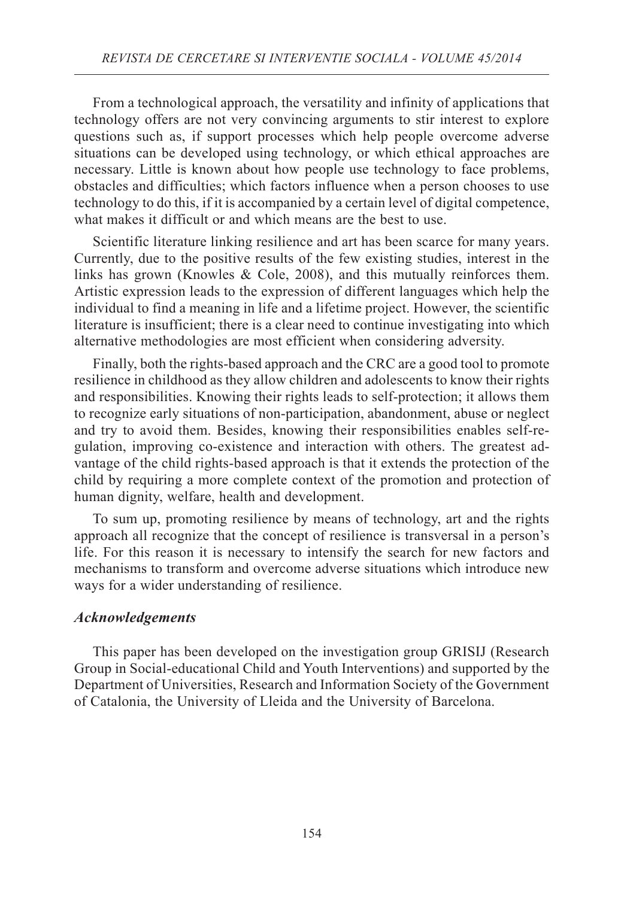From a technological approach, the versatility and infinity of applications that technology offers are not very convincing arguments to stir interest to explore questions such as, if support processes which help people overcome adverse situations can be developed using technology, or which ethical approaches are necessary. Little is known about how people use technology to face problems, obstacles and difficulties; which factors influence when a person chooses to use technology to do this, if it is accompanied by a certain level of digital competence, what makes it difficult or and which means are the best to use.

Scientific literature linking resilience and art has been scarce for many years. Currently, due to the positive results of the few existing studies, interest in the links has grown (Knowles & Cole, 2008), and this mutually reinforces them. Artistic expression leads to the expression of different languages which help the individual to find a meaning in life and a lifetime project. However, the scientific literature is insufficient; there is a clear need to continue investigating into which alternative methodologies are most efficient when considering adversity.

Finally, both the rights-based approach and the CRC are a good tool to promote resilience in childhood as they allow children and adolescents to know their rights and responsibilities. Knowing their rights leads to self-protection; it allows them to recognize early situations of non-participation, abandonment, abuse or neglect and try to avoid them. Besides, knowing their responsibilities enables self-regulation, improving co-existence and interaction with others. The greatest advantage of the child rights-based approach is that it extends the protection of the child by requiring a more complete context of the promotion and protection of human dignity, welfare, health and development.

To sum up, promoting resilience by means of technology, art and the rights approach all recognize that the concept of resilience is transversal in a person's life. For this reason it is necessary to intensify the search for new factors and mechanisms to transform and overcome adverse situations which introduce new ways for a wider understanding of resilience.

### *Acknowledgements*

This paper has been developed on the investigation group GRISIJ (Research Group in Social-educational Child and Youth Interventions) and supported by the Department of Universities, Research and Information Society of the Government of Catalonia, the University of Lleida and the University of Barcelona.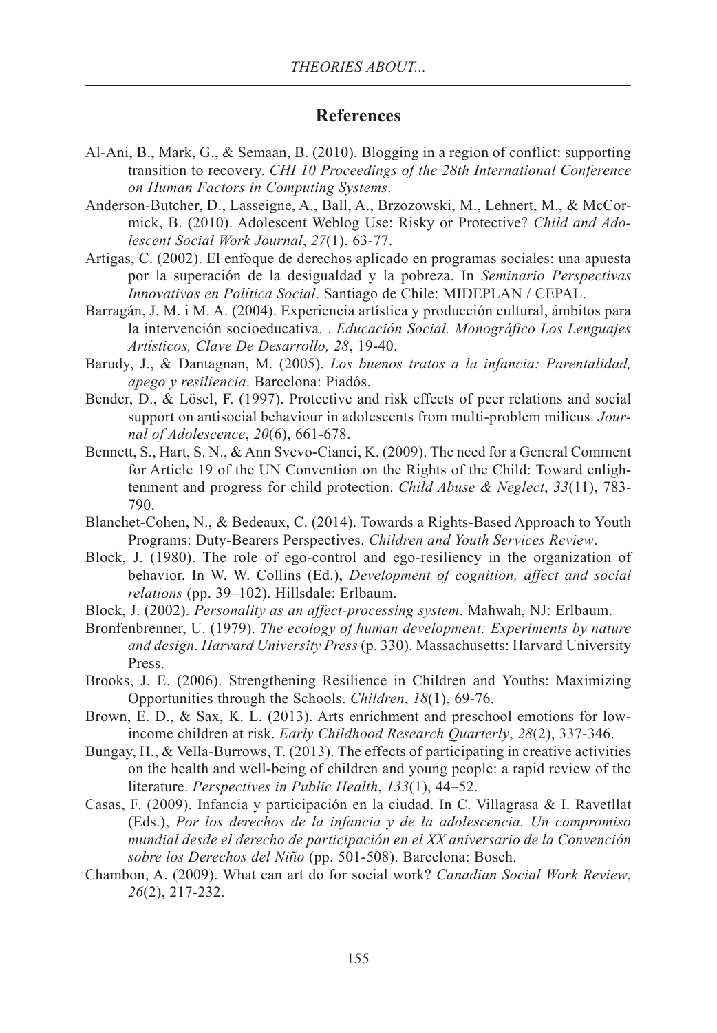## References

Al-Ani, B., Mark, G., & Semaan, B. (2010). Blogging in a region of conflict: supporting transition to recovery. *CHI 10 Proceedings of the 28th International Conference on Human Factors in Computing Systems*.

Anderson-Butcher, D., Lasseigne, A., Ball, A., Brzozowski, M., Lehnert, M., & McCormick, B. (2010). Adolescent Weblog Use: Risky or Protective? *Child and Adolescent Social Work Journal*, *27*(1), 63-77.

Artigas, C. (2002). El enfoque de derechos aplicado en programas sociales: una apuesta por la superación de la desigualdad y la pobreza. In *Seminario Perspectivas Innovativas en Política Social*. Santiago de Chile: MIDEPLAN / CEPAL.

Barragán, J. M. i M. A. (2004). Experiencia artística y producción cultural, ámbitos para la intervención socioeducativa. . *Educación Social. Monográfico Los Lenguajes Artísticos, Clave De Desarrollo, 28*, 19-40.

Barudy, J., & Dantagnan, M. (2005). *Los buenos tratos a la infancia: Parentalidad, apego y resiliencia*. Barcelona: Piadós.

Bender, D., & Lösel, F. (1997). Protective and risk effects of peer relations and social support on antisocial behaviour in adolescents from multi-problem milieus. *Journal of Adolescence*, *20*(6), 661-678.

Bennett, S., Hart, S. N., & Ann Svevo-Cianci, K. (2009). The need for a General Comment for Article 19 of the UN Convention on the Rights of the Child: Toward enlightenment and progress for child protection. *Child Abuse & Neglect*, *33*(11), 783-790.

Blanchet-Cohen, N., & Bedeaux, C. (2014). Towards a Rights-Based Approach to Youth Programs: Duty-Bearers Perspectives. *Children and Youth Services Review*.

Block, J. (1980). The role of ego-control and ego-resiliency in the organization of behavior. In W. W. Collins (Ed.), *Development of cognition, affect and social relations* (pp. 39–102). Hillsdale: Erlbaum.

Block, J. (2002). *Personality as an affect-processing system*. Mahwah, NJ: Erlbaum.

Bronfenbrenner, U. (1979). *The ecology of human development: Experiments by nature and design*. *Harvard University Press* (p. 330). Massachusetts: Harvard University Press.

Brooks, J. E. (2006). Strengthening Resilience in Children and Youths: Maximizing Opportunities through the Schools. *Children*, *18*(1), 69-76.

Brown, E. D., & Sax, K. L. (2013). Arts enrichment and preschool emotions for low-income children at risk. *Early Childhood Research Quarterly*, *28*(2), 337-346.

Bungay, H., & Vella-Burrows, T. (2013). The effects of participating in creative activities on the health and well-being of children and young people: a rapid review of the literature. *Perspectives in Public Health*, *133*(1), 44–52.

Casas, F. (2009). Infancia y participación en la ciudad. In C. Villagrasa & I. Ravetllat (Eds.), *Por los derechos de la infancia y de la adolescencia. Un compromiso mundial desde el derecho de participación en el XX aniversario de la Convención sobre los Derechos del Niño* (pp. 501-508). Barcelona: Bosch.

Chambon, A. (2009). What can art do for social work? *Canadian Social Work Review*, *26*(2), 217-232.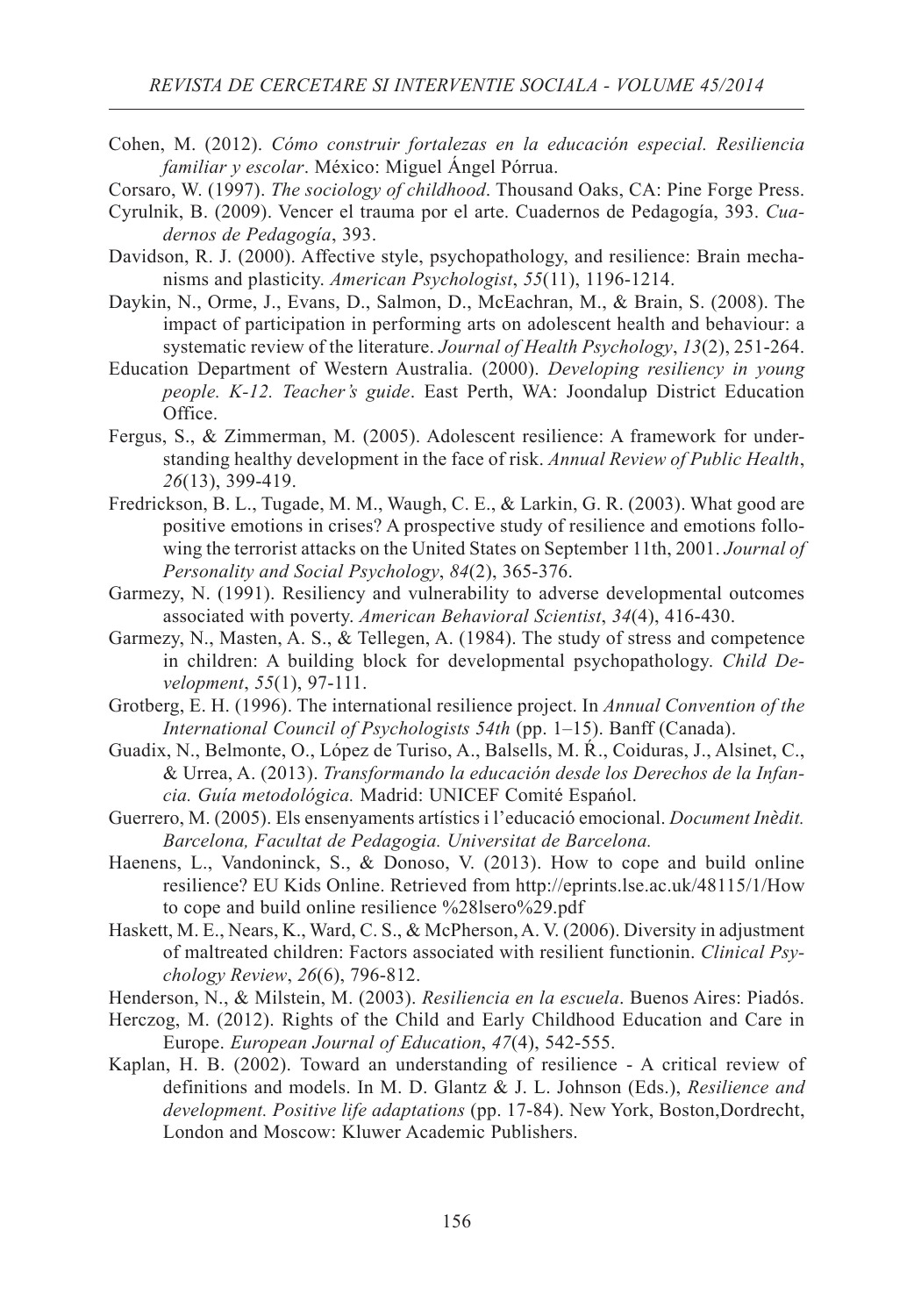Cohen, M. (2012). *Cómo construir fortalezas en la educación especial. Resiliencia familiar y escolar*. México: Miguel Ángel Pórrua.

Corsaro, W. (1997). *The sociology of childhood*. Thousand Oaks, CA: Pine Forge Press.

Cyrulnik, B. (2009). Vencer el trauma por el arte. Cuadernos de Pedagogía, 393. *Cuadernos de Pedagogía*, 393.

Davidson, R. J. (2000). Affective style, psychopathology, and resilience: Brain mechanisms and plasticity. *American Psychologist*, *55*(11), 1196-1214.

Daykin, N., Orme, J., Evans, D., Salmon, D., McEachran, M., & Brain, S. (2008). The impact of participation in performing arts on adolescent health and behaviour: a systematic review of the literature. *Journal of Health Psychology*, *13*(2), 251-264.

Education Department of Western Australia. (2000). *Developing resiliency in young people. K-12. Teacher's guide*. East Perth, WA: Joondalup District Education Office.

Fergus, S., & Zimmerman, M. (2005). Adolescent resilience: A framework for understanding healthy development in the face of risk. *Annual Review of Public Health*, *26*(13), 399-419.

Fredrickson, B. L., Tugade, M. M., Waugh, C. E., & Larkin, G. R. (2003). What good are positive emotions in crises? A prospective study of resilience and emotions following the terrorist attacks on the United States on September 11th, 2001. *Journal of Personality and Social Psychology*, *84*(2), 365-376.

Garmezy, N. (1991). Resiliency and vulnerability to adverse developmental outcomes associated with poverty. *American Behavioral Scientist*, *34*(4), 416-430.

Garmezy, N., Masten, A. S., & Tellegen, A. (1984). The study of stress and competence in children: A building block for developmental psychopathology. *Child Development*, *55*(1), 97-111.

Grotberg, E. H. (1996). The international resilience project. In *Annual Convention of the International Council of Psychologists 54th* (pp. 1–15). Banff (Canada).

Guadix, N., Belmonte, O., López de Turiso, A., Balsells, M. Ŕ., Coiduras, J., Alsinet, C., & Urrea, A. (2013). *Transformando la educación desde los Derechos de la Infancia. Guía metodológica.* Madrid: UNICEF Comité Espańol.

Guerrero, M. (2005). Els ensenyaments artístics i l'educació emocional. *Document Inèdit. Barcelona, Facultat de Pedagogia. Universitat de Barcelona.*

Haenens, L., Vandoninck, S., & Donoso, V. (2013). How to cope and build online resilience? EU Kids Online. Retrieved from http://eprints.lse.ac.uk/48115/1/How to cope and build online resilience %28lsero%29.pdf

Haskett, M. E., Nears, K., Ward, C. S., & McPherson, A. V. (2006). Diversity in adjustment of maltreated children: Factors associated with resilient functionin. *Clinical Psychology Review*, *26*(6), 796-812.

Henderson, N., & Milstein, M. (2003). *Resiliencia en la escuela*. Buenos Aires: Piadós.

Herczog, M. (2012). Rights of the Child and Early Childhood Education and Care in Europe. *European Journal of Education*, *47*(4), 542-555.

Kaplan, H. B. (2002). Toward an understanding of resilience - A critical review of definitions and models. In M. D. Glantz & J. L. Johnson (Eds.), *Resilience and development. Positive life adaptations* (pp. 17-84). New York, Boston,Dordrecht, London and Moscow: Kluwer Academic Publishers.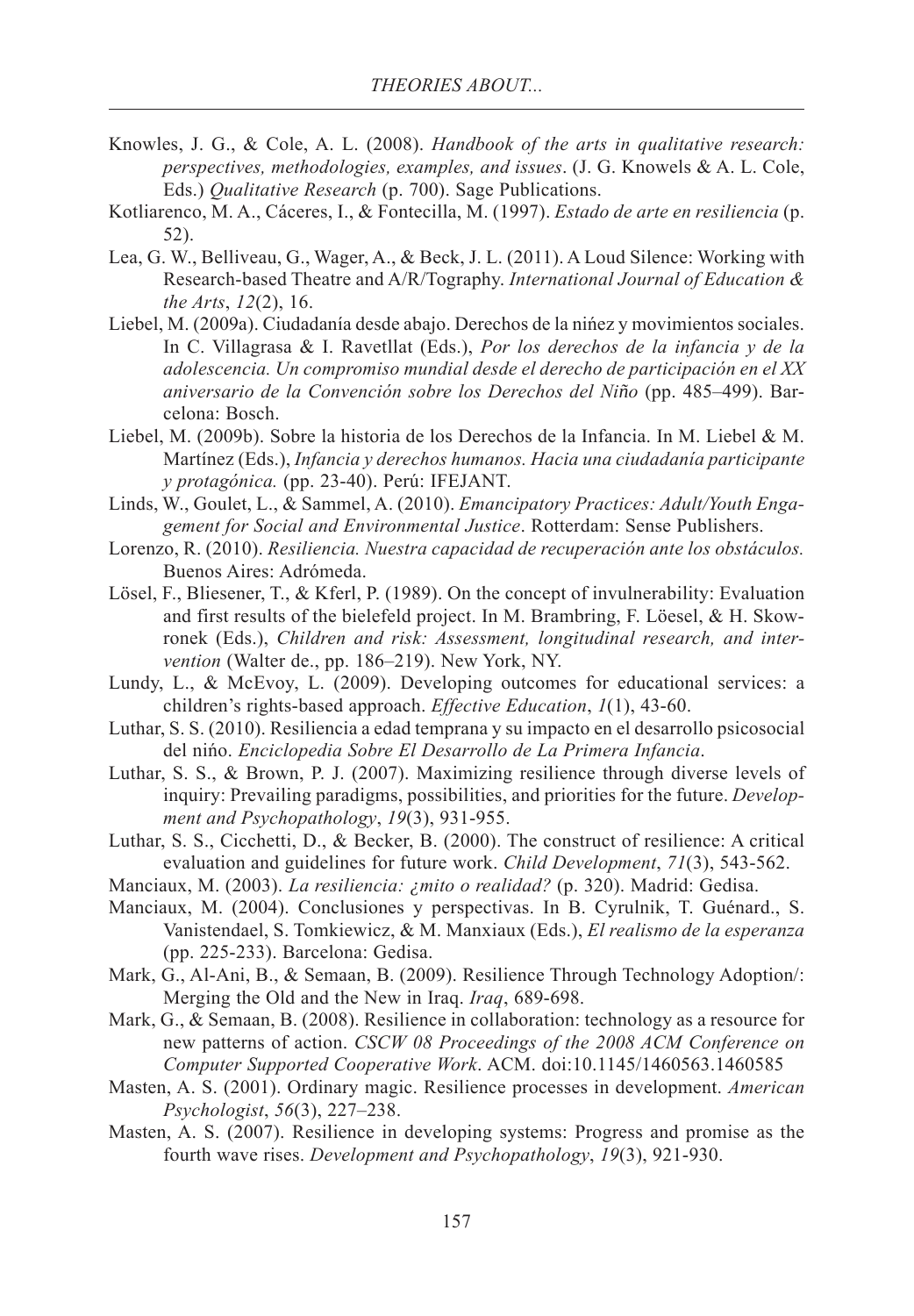Knowles, J. G., & Cole, A. L. (2008). *Handbook of the arts in qualitative research: perspectives, methodologies, examples, and issues*. (J. G. Knowels & A. L. Cole, Eds.) *Qualitative Research* (p. 700). Sage Publications.

Kotliarenco, M. A., Cáceres, I., & Fontecilla, M. (1997). *Estado de arte en resiliencia* (p. 52).

Lea, G. W., Belliveau, G., Wager, A., & Beck, J. L. (2011). A Loud Silence: Working with Research-based Theatre and A/R/Tography. *International Journal of Education & the Arts*, *12*(2), 16.

Liebel, M. (2009a). Ciudadanía desde abajo. Derechos de la nińez y movimientos sociales. In C. Villagrasa & I. Ravetllat (Eds.), *Por los derechos de la infancia y de la adolescencia. Un compromiso mundial desde el derecho de participación en el XX aniversario de la Convención sobre los Derechos del Niño* (pp. 485–499). Barcelona: Bosch.

Liebel, M. (2009b). Sobre la historia de los Derechos de la Infancia. In M. Liebel & M. Martínez (Eds.), *Infancia y derechos humanos. Hacia una ciudadanía participante y protagónica.* (pp. 23-40). Perú: IFEJANT.

Linds, W., Goulet, L., & Sammel, A. (2010). *Emancipatory Practices: Adult/Youth Engagement for Social and Environmental Justice*. Rotterdam: Sense Publishers.

Lorenzo, R. (2010). *Resiliencia. Nuestra capacidad de recuperación ante los obstáculos.* Buenos Aires: Adrómeda.

Lösel, F., Bliesener, T., & Kferl, P. (1989). On the concept of invulnerability: Evaluation and first results of the bielefeld project. In M. Brambring, F. Löesel, & H. Skowronek (Eds.), *Children and risk: Assessment, longitudinal research, and intervention* (Walter de., pp. 186–219). New York, NY.

Lundy, L., & McEvoy, L. (2009). Developing outcomes for educational services: a children's rights-based approach. *Effective Education*, *1*(1), 43-60.

Luthar, S. S. (2010). Resiliencia a edad temprana y su impacto en el desarrollo psicosocial del nińo. *Enciclopedia Sobre El Desarrollo de La Primera Infancia*.

Luthar, S. S., & Brown, P. J. (2007). Maximizing resilience through diverse levels of inquiry: Prevailing paradigms, possibilities, and priorities for the future. *Development and Psychopathology*, *19*(3), 931-955.

Luthar, S. S., Cicchetti, D., & Becker, B. (2000). The construct of resilience: A critical evaluation and guidelines for future work. *Child Development*, *71*(3), 543-562.

Manciaux, M. (2003). *La resiliencia: ¿mito o realidad?* (p. 320). Madrid: Gedisa.

Manciaux, M. (2004). Conclusiones y perspectivas. In B. Cyrulnik, T. Guénard., S. Vanistendael, S. Tomkiewicz, & M. Manxiaux (Eds.), *El realismo de la esperanza* (pp. 225-233). Barcelona: Gedisa.

Mark, G., Al-Ani, B., & Semaan, B. (2009). Resilience Through Technology Adoption/: Merging the Old and the New in Iraq. *Iraq*, 689-698.

Mark, G., & Semaan, B. (2008). Resilience in collaboration: technology as a resource for new patterns of action. *CSCW 08 Proceedings of the 2008 ACM Conference on Computer Supported Cooperative Work*. ACM. doi:10.1145/1460563.1460585

Masten, A. S. (2001). Ordinary magic. Resilience processes in development. *American Psychologist*, *56*(3), 227–238.

Masten, A. S. (2007). Resilience in developing systems: Progress and promise as the fourth wave rises. *Development and Psychopathology*, *19*(3), 921-930.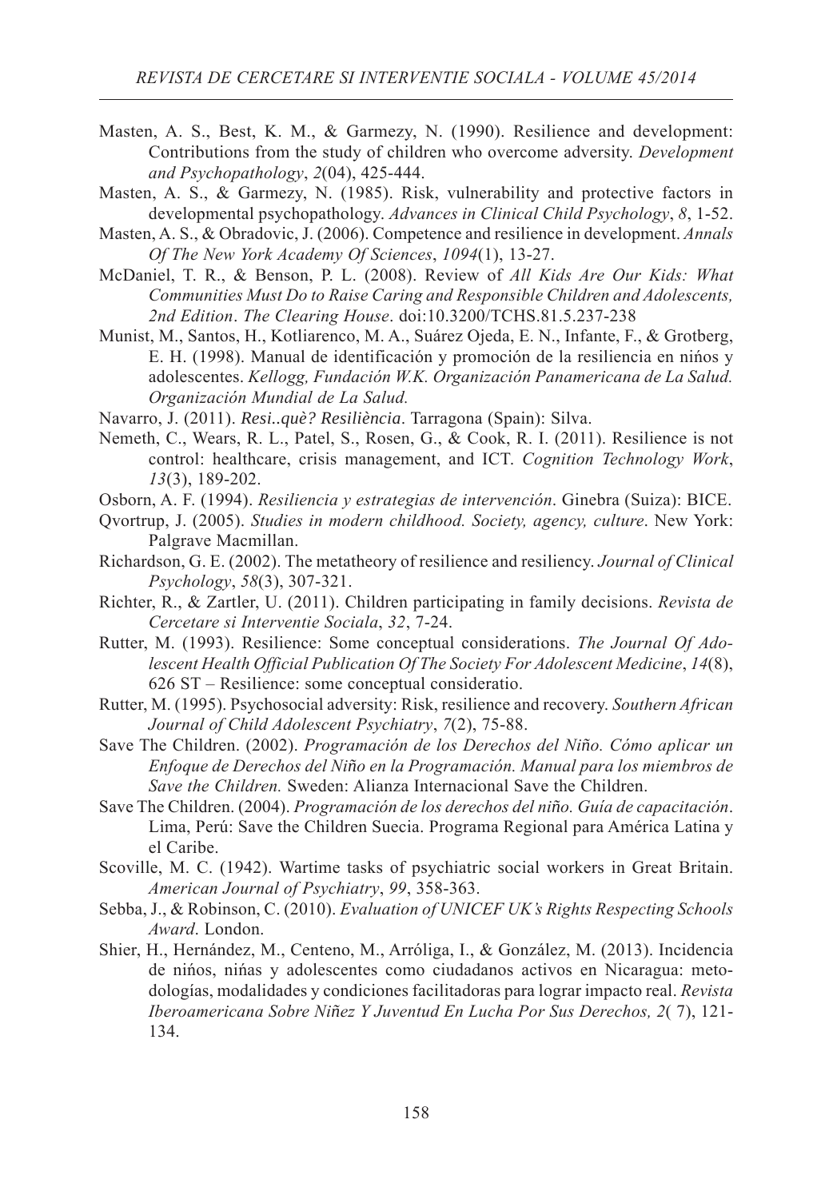Masten, A. S., Best, K. M., & Garmezy, N. (1990). Resilience and development: Contributions from the study of children who overcome adversity. *Development and Psychopathology*, *2*(04), 425-444.

Masten, A. S., & Garmezy, N. (1985). Risk, vulnerability and protective factors in developmental psychopathology. *Advances in Clinical Child Psychology*, *8*, 1-52.

Masten, A. S., & Obradovic, J. (2006). Competence and resilience in development. *Annals Of The New York Academy Of Sciences*, *1094*(1), 13-27.

McDaniel, T. R., & Benson, P. L. (2008). Review of *All Kids Are Our Kids: What Communities Must Do to Raise Caring and Responsible Children and Adolescents, 2nd Edition*. *The Clearing House*. doi:10.3200/TCHS.81.5.237-238

Munist, M., Santos, H., Kotliarenco, M. A., Suárez Ojeda, E. N., Infante, F., & Grotberg, E. H. (1998). Manual de identificación y promoción de la resiliencia en nińos y adolescentes. *Kellogg, Fundación W.K. Organización Panamericana de La Salud. Organización Mundial de La Salud.*

Navarro, J. (2011). *Resi..què? Resiliència*. Tarragona (Spain): Silva.

Nemeth, C., Wears, R. L., Patel, S., Rosen, G., & Cook, R. I. (2011). Resilience is not control: healthcare, crisis management, and ICT. *Cognition Technology Work*, *13*(3), 189-202.

Osborn, A. F. (1994). *Resiliencia y estrategias de intervención*. Ginebra (Suiza): BICE.

Qvortrup, J. (2005). *Studies in modern childhood. Society, agency, culture*. New York: Palgrave Macmillan.

Richardson, G. E. (2002). The metatheory of resilience and resiliency. *Journal of Clinical Psychology*, *58*(3), 307-321.

Richter, R., & Zartler, U. (2011). Children participating in family decisions. *Revista de Cercetare si Interventie Sociala*, *32*, 7-24.

Rutter, M. (1993). Resilience: Some conceptual considerations. *The Journal Of Adolescent Health Official Publication Of The Society For Adolescent Medicine*, *14*(8), 626 ST – Resilience: some conceptual consideratio.

Rutter, M. (1995). Psychosocial adversity: Risk, resilience and recovery. *Southern African Journal of Child Adolescent Psychiatry*, *7*(2), 75-88.

Save The Children. (2002). *Programación de los Derechos del Niño. Cómo aplicar un Enfoque de Derechos del Niño en la Programación. Manual para los miembros de Save the Children.* Sweden: Alianza Internacional Save the Children.

Save The Children. (2004). *Programación de los derechos del niño. Guía de capacitación*. Lima, Perú: Save the Children Suecia. Programa Regional para América Latina y el Caribe.

Scoville, M. C. (1942). Wartime tasks of psychiatric social workers in Great Britain. *American Journal of Psychiatry*, *99*, 358-363.

Sebba, J., & Robinson, C. (2010). *Evaluation of UNICEF UK's Rights Respecting Schools Award*. London.

Shier, H., Hernández, M., Centeno, M., Arróliga, I., & González, M. (2013). Incidencia de nińos, nińas y adolescentes como ciudadanos activos en Nicaragua: metodologías, modalidades y condiciones facilitadoras para lograr impacto real. *Revista Iberoamericana Sobre Niñez Y Juventud En Lucha Por Sus Derechos, 2*( 7), 121-134.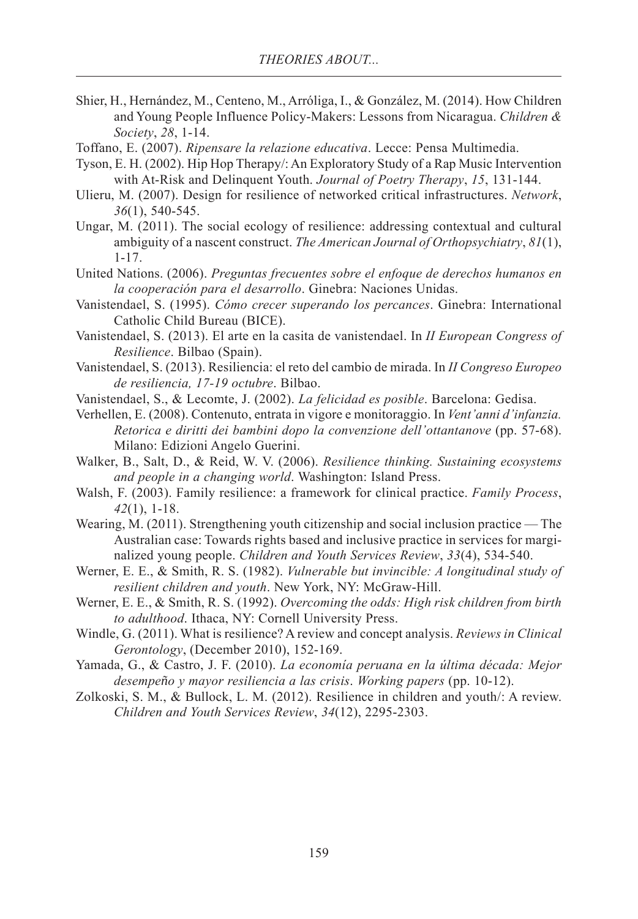Shier, H., Hernández, M., Centeno, M., Arróliga, I., & González, M. (2014). How Children and Young People Influence Policy-Makers: Lessons from Nicaragua. *Children & Society*, *28*, 1-14.

Toffano, E. (2007). *Ripensare la relazione educativa*. Lecce: Pensa Multimedia.

Tyson, E. H. (2002). Hip Hop Therapy/: An Exploratory Study of a Rap Music Intervention with At-Risk and Delinquent Youth. *Journal of Poetry Therapy*, *15*, 131-144.

Ulieru, M. (2007). Design for resilience of networked critical infrastructures. *Network*, *36*(1), 540-545.

Ungar, M. (2011). The social ecology of resilience: addressing contextual and cultural ambiguity of a nascent construct. *The American Journal of Orthopsychiatry*, *81*(1), 1-17.

United Nations. (2006). *Preguntas frecuentes sobre el enfoque de derechos humanos en la cooperación para el desarrollo*. Ginebra: Naciones Unidas.

Vanistendael, S. (1995). *Cómo crecer superando los percances*. Ginebra: International Catholic Child Bureau (BICE).

Vanistendael, S. (2013). El arte en la casita de vanistendael. In *II European Congress of Resilience*. Bilbao (Spain).

Vanistendael, S. (2013). Resiliencia: el reto del cambio de mirada. In *II Congreso Europeo de resiliencia, 17-19 octubre*. Bilbao.

Vanistendael, S., & Lecomte, J. (2002). *La felicidad es posible*. Barcelona: Gedisa.

Verhellen, E. (2008). Contenuto, entrata in vigore e monitoraggio. In *Vent'anni d'infanzia. Retorica e diritti dei bambini dopo la convenzione dell'ottantanove* (pp. 57-68). Milano: Edizioni Angelo Guerini.

Walker, B., Salt, D., & Reid, W. V. (2006). *Resilience thinking. Sustaining ecosystems and people in a changing world*. Washington: Island Press.

Walsh, F. (2003). Family resilience: a framework for clinical practice. *Family Process*, *42*(1), 1-18.

Wearing, M. (2011). Strengthening youth citizenship and social inclusion practice — The Australian case: Towards rights based and inclusive practice in services for marginalized young people. *Children and Youth Services Review*, *33*(4), 534-540.

Werner, E. E., & Smith, R. S. (1982). *Vulnerable but invincible: A longitudinal study of resilient children and youth*. New York, NY: McGraw-Hill.

Werner, E. E., & Smith, R. S. (1992). *Overcoming the odds: High risk children from birth to adulthood*. Ithaca, NY: Cornell University Press.

Windle, G. (2011). What is resilience? A review and concept analysis. *Reviews in Clinical Gerontology*, (December 2010), 152-169.

Yamada, G., & Castro, J. F. (2010). *La economía peruana en la última década: Mejor desempeño y mayor resiliencia a las crisis*. *Working papers* (pp. 10-12).

Zolkoski, S. M., & Bullock, L. M. (2012). Resilience in children and youth/: A review. *Children and Youth Services Review*, *34*(12), 2295-2303.